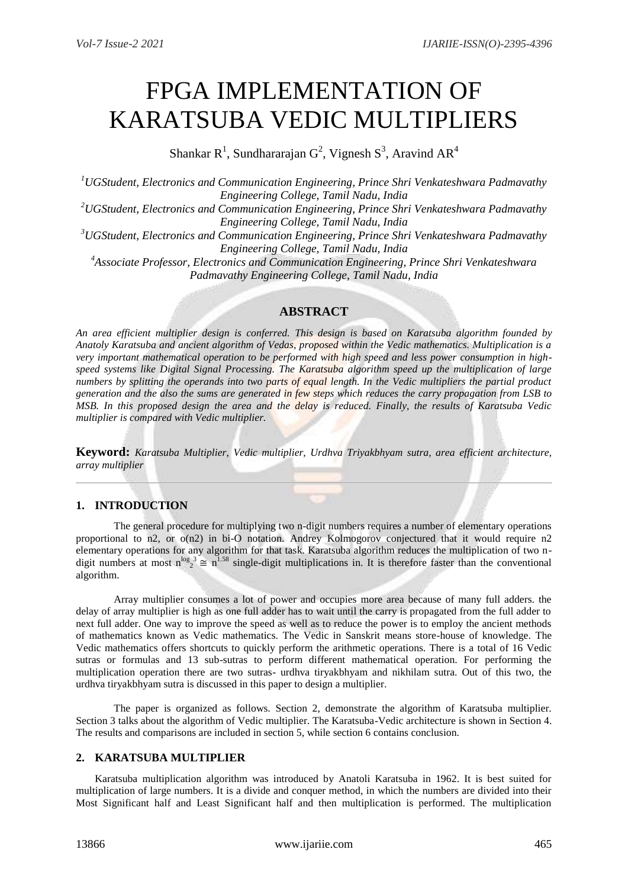# FPGA IMPLEMENTATION OF KARATSUBA VEDIC MULTIPLIERS

Shankar R[1], Sundhararajan G[2], Vignesh S[3], Aravind AR[4]

*[1]UGStudent, Electronics and Communication Engineering, Prince Shri Venkateshwara Padmavathy Engineering College, Tamil Nadu, India*
*[2]UGStudent, Electronics and Communication Engineering, Prince Shri Venkateshwara Padmavathy Engineering College, Tamil Nadu, India*
*[3]UGStudent, Electronics and Communication Engineering, Prince Shri Venkateshwara Padmavathy Engineering College, Tamil Nadu, India*
*[4]Associate Professor, Electronics and Communication Engineering, Prince Shri Venkateshwara Padmavathy Engineering College, Tamil Nadu, India*

## ABSTRACT

*An area efficient multiplier design is conferred. This design is based on Karatsuba algorithm founded by Anatoly Karatsuba and ancient algorithm of Vedas, proposed within the Vedic mathematics. Multiplication is a very important mathematical operation to be performed with high speed and less power consumption in high-speed systems like Digital Signal Processing. The Karatsuba algorithm speed up the multiplication of large numbers by splitting the operands into two parts of equal length. In the Vedic multipliers the partial product generation and the also the sums are generated in few steps which reduces the carry propagation from LSB to MSB. In this proposed design the area and the delay is reduced. Finally, the results of Karatsuba Vedic multiplier is compared with Vedic multiplier.*

**Keyword:** *Karatsuba Multiplier, Vedic multiplier, Urdhva Triyakbhyam sutra, area efficient architecture, array multiplier*

## 1. INTRODUCTION

The general procedure for multiplying two n-digit numbers requires a number of elementary operations proportional to n2, or o(n2) in bi-O notation. Andrey Kolmogorov conjectured that it would require n2 elementary operations for any algorithm for that task. Karatsuba algorithm reduces the multiplication of two n-digit numbers at most $n^{\log_2 3} \cong n^{1.58}$ single-digit multiplications in. It is therefore faster than the conventional algorithm.

Array multiplier consumes a lot of power and occupies more area because of many full adders. the delay of array multiplier is high as one full adder has to wait until the carry is propagated from the full adder to next full adder. One way to improve the speed as well as to reduce the power is to employ the ancient methods of mathematics known as Vedic mathematics. The Vedic in Sanskrit means store-house of knowledge. The Vedic mathematics offers shortcuts to quickly perform the arithmetic operations. There is a total of 16 Vedic sutras or formulas and 13 sub-sutras to perform different mathematical operation. For performing the multiplication operation there are two sutras- urdhva tiryakbhyam and nikhilam sutra. Out of this two, the urdhva tiryakbhyam sutra is discussed in this paper to design a multiplier.

The paper is organized as follows. Section 2, demonstrate the algorithm of Karatsuba multiplier. Section 3 talks about the algorithm of Vedic multiplier. The Karatsuba-Vedic architecture is shown in Section 4. The results and comparisons are included in section 5, while section 6 contains conclusion.

## 2. KARATSUBA MULTIPLIER

Karatsuba multiplication algorithm was introduced by Anatoli Karatsuba in 1962. It is best suited for multiplication of large numbers. It is a divide and conquer method, in which the numbers are divided into their Most Significant half and Least Significant half and then multiplication is performed. The multiplication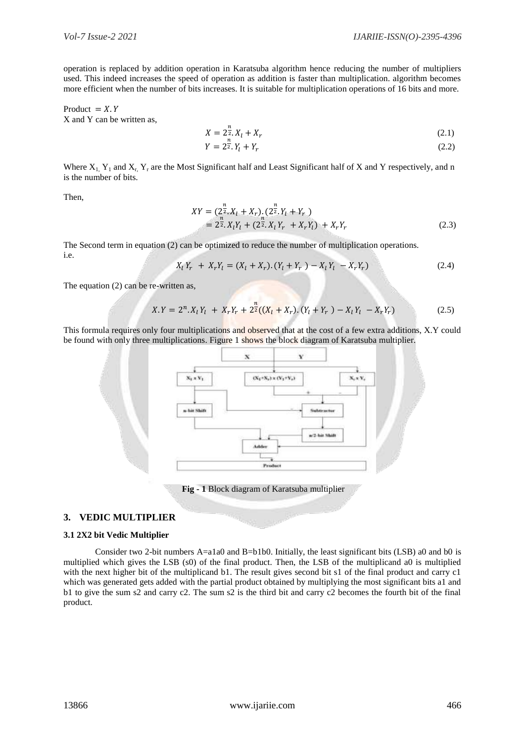operation is replaced by addition operation in Karatsuba algorithm hence reducing the number of multipliers used. This indeed increases the speed of operation as addition is faster than multiplication. algorithm becomes more efficient when the number of bits increases. It is suitable for multiplication operations of 16 bits and more.

Product $= X.Y$
X and Y can be written as,

$$X = 2^{\frac{n}{2}}.X_l + X_r \tag{2.1}$$

$$Y = 2^{\frac{n}{2}}.Y_l + Y_r \tag{2.2}$$

Where $X_1$, $Y_1$ and $X_r$, $Y_r$ are the Most Significant half and Least Significant half of X and Y respectively, and n is the number of bits.

Then,

$$\begin{aligned} XY &= (2^{\frac{n}{2}}.X_l + X_r).(2^{\frac{n}{2}}.Y_l + Y_r) \\ &= 2^{\frac{n}{2}}.X_lY_l + (2^{\frac{n}{2}}.X_lY_r + X_rY_l) + X_rY_r \end{aligned} \tag{2.3}$$

The Second term in equation (2) can be optimized to reduce the number of multiplication operations.
i.e.

$$X_lY_r + X_rY_l = (X_l + X_r).(Y_l + Y_r) - X_lY_l - X_rY_r) \tag{2.4}$$

The equation (2) can be re-written as,

$$X.Y = 2^n.X_lY_l + X_rY_r + 2^{\frac{n}{2}}((X_l + X_r).(Y_l + Y_r) - X_lY_l - X_rY_r) \tag{2.5}$$

This formula requires only four multiplications and observed that at the cost of a few extra additions, X.Y could be found with only three multiplications. Figure 1 shows the block diagram of Karatsuba multiplier.

**Fig - 1** Block diagram of Karatsuba multiplier

## 3. VEDIC MULTIPLIER

### 3.1 2X2 bit Vedic Multiplier

Consider two 2-bit numbers A=a1a0 and B=b1b0. Initially, the least significant bits (LSB) a0 and b0 is multiplied which gives the LSB (s0) of the final product. Then, the LSB of the multiplicand a0 is multiplied with the next higher bit of the multiplicand b1. The result gives second bit s1 of the final product and carry c1 which was generated gets added with the partial product obtained by multiplying the most significant bits a1 and b1 to give the sum s2 and carry c2. The sum s2 is the third bit and carry c2 becomes the fourth bit of the final product.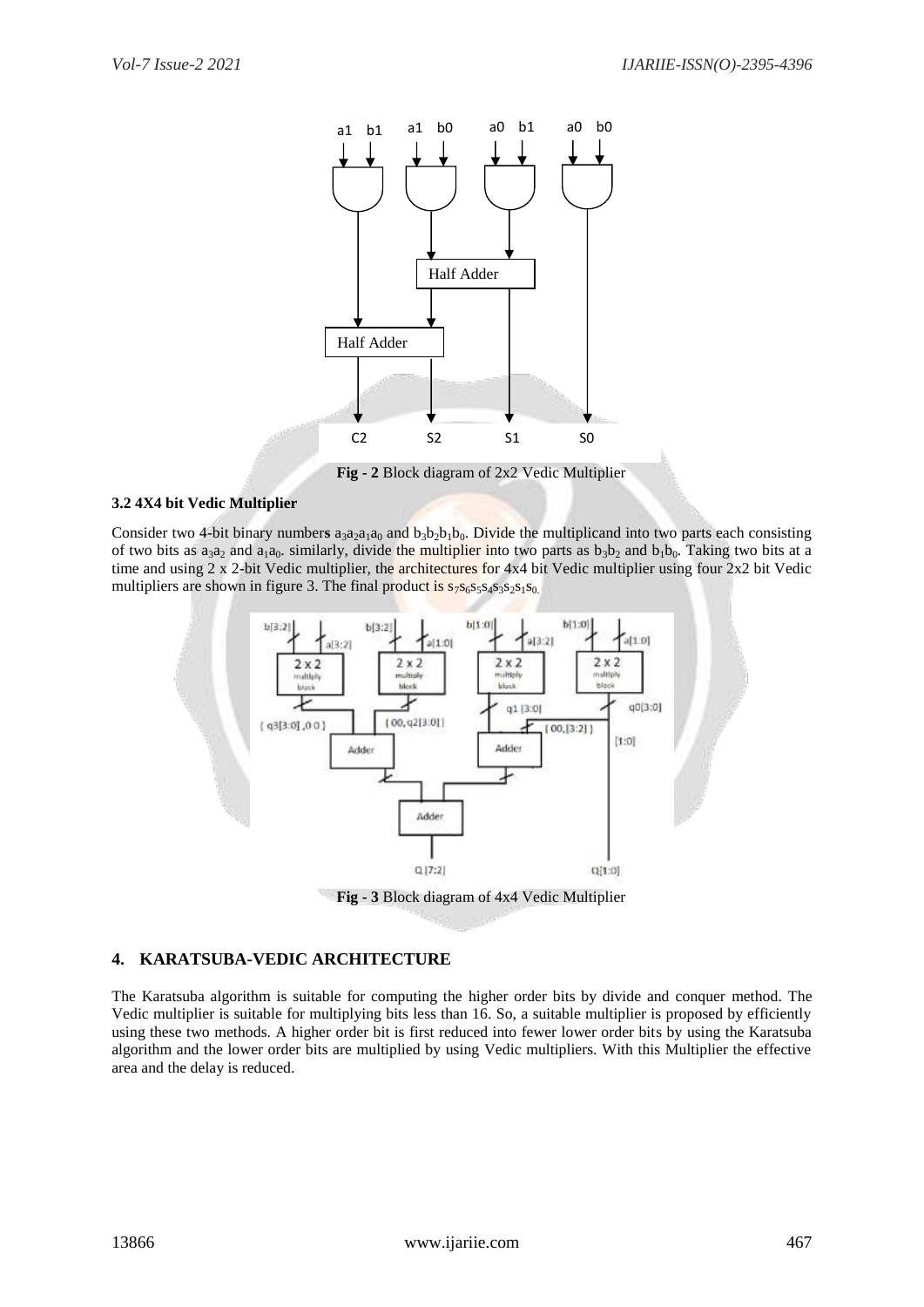**Fig - 2** Block diagram of 2x2 Vedic Multiplier

### 3.2 4X4 bit Vedic Multiplier

Consider two 4-bit binary numbers $a_3a_2a_1a_0$ and $b_3b_2b_1b_0$. Divide the multiplicand into two parts each consisting of two bits as $a_3a_2$ and $a_1a_0$. similarly, divide the multiplier into two parts as $b_3b_2$ and $b_1b_0$. Taking two bits at a time and using 2 x 2-bit Vedic multiplier, the architectures for 4x4 bit Vedic multiplier using four 2x2 bit Vedic multipliers are shown in figure 3. The final product is $s_7s_6s_5s_4s_3s_2s_1s_0$.

**Fig - 3** Block diagram of 4x4 Vedic Multiplier

## 4. KARATSUBA-VEDIC ARCHITECTURE

The Karatsuba algorithm is suitable for computing the higher order bits by divide and conquer method. The Vedic multiplier is suitable for multiplying bits less than 16. So, a suitable multiplier is proposed by efficiently using these two methods. A higher order bit is first reduced into fewer lower order bits by using the Karatsuba algorithm and the lower order bits are multiplied by using Vedic multipliers. With this Multiplier the effective area and the delay is reduced.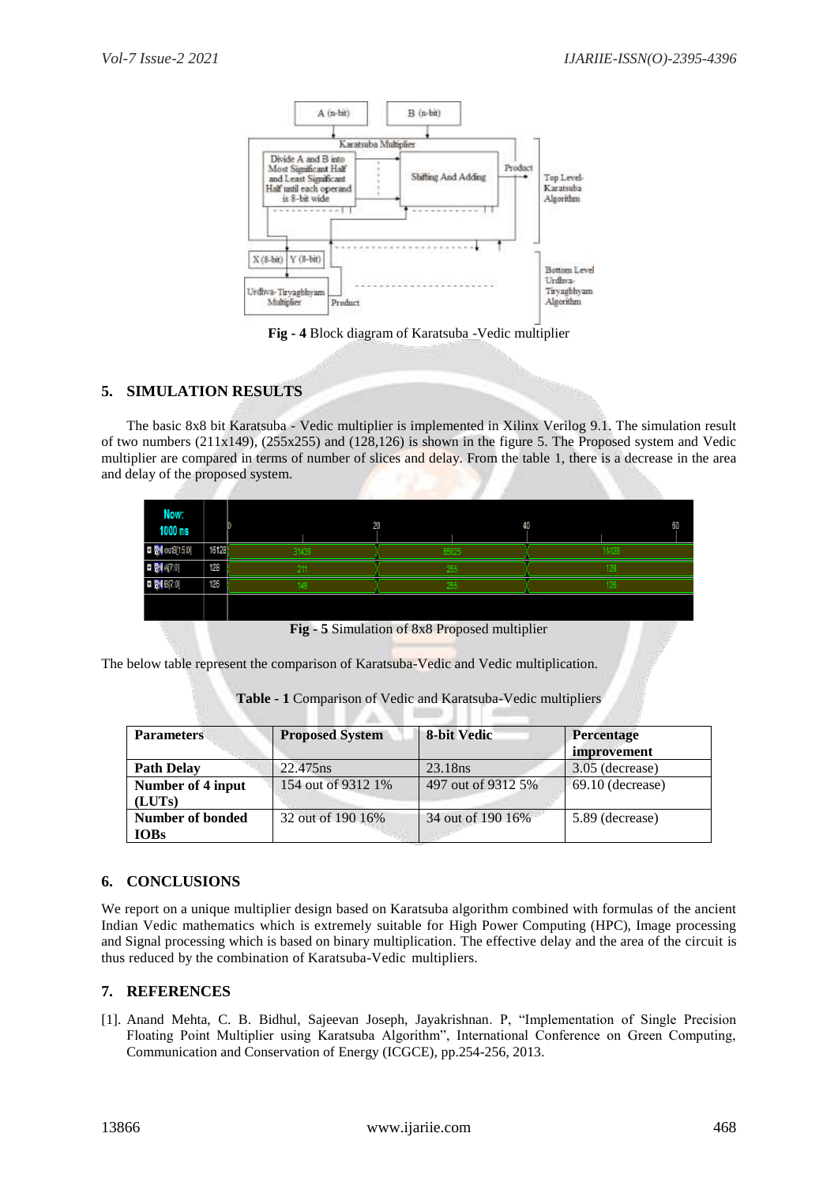Fig - 4 Block diagram of Karatsuba -Vedic multiplier

## 5. SIMULATION RESULTS

The basic 8x8 bit Karatsuba - Vedic multiplier is implemented in Xilinx Verilog 9.1. The simulation result of two numbers (211x149), (255x255) and (128,126) is shown in the figure 5. The Proposed system and Vedic multiplier are compared in terms of number of slices and delay. From the table 1, there is a decrease in the area and delay of the proposed system.

Fig - 5 Simulation of 8x8 Proposed multiplier

The below table represent the comparison of Karatsuba-Vedic and Vedic multiplication.

**Table - 1** Comparison of Vedic and Karatsuba-Vedic multipliers

| Parameters | Proposed System | 8-bit Vedic | Percentage improvement |
|---|---|---|---|
| **Path Delay** | 22.475ns | 23.18ns | 3.05 (decrease) |
| **Number of 4 input (LUTs)** | 154 out of 9312 1% | 497 out of 9312 5% | 69.10 (decrease) |
| **Number of bonded IOBs** | 32 out of 190 16% | 34 out of 190 16% | 5.89 (decrease) |

## 6. CONCLUSIONS

We report on a unique multiplier design based on Karatsuba algorithm combined with formulas of the ancient Indian Vedic mathematics which is extremely suitable for High Power Computing (HPC), Image processing and Signal processing which is based on binary multiplication. The effective delay and the area of the circuit is thus reduced by the combination of Karatsuba-Vedic multipliers.

## 7. REFERENCES

[1]. Anand Mehta, C. B. Bidhul, Sajeevan Joseph, Jayakrishnan. P, "Implementation of Single Precision Floating Point Multiplier using Karatsuba Algorithm", International Conference on Green Computing, Communication and Conservation of Energy (ICGCE), pp.254-256, 2013.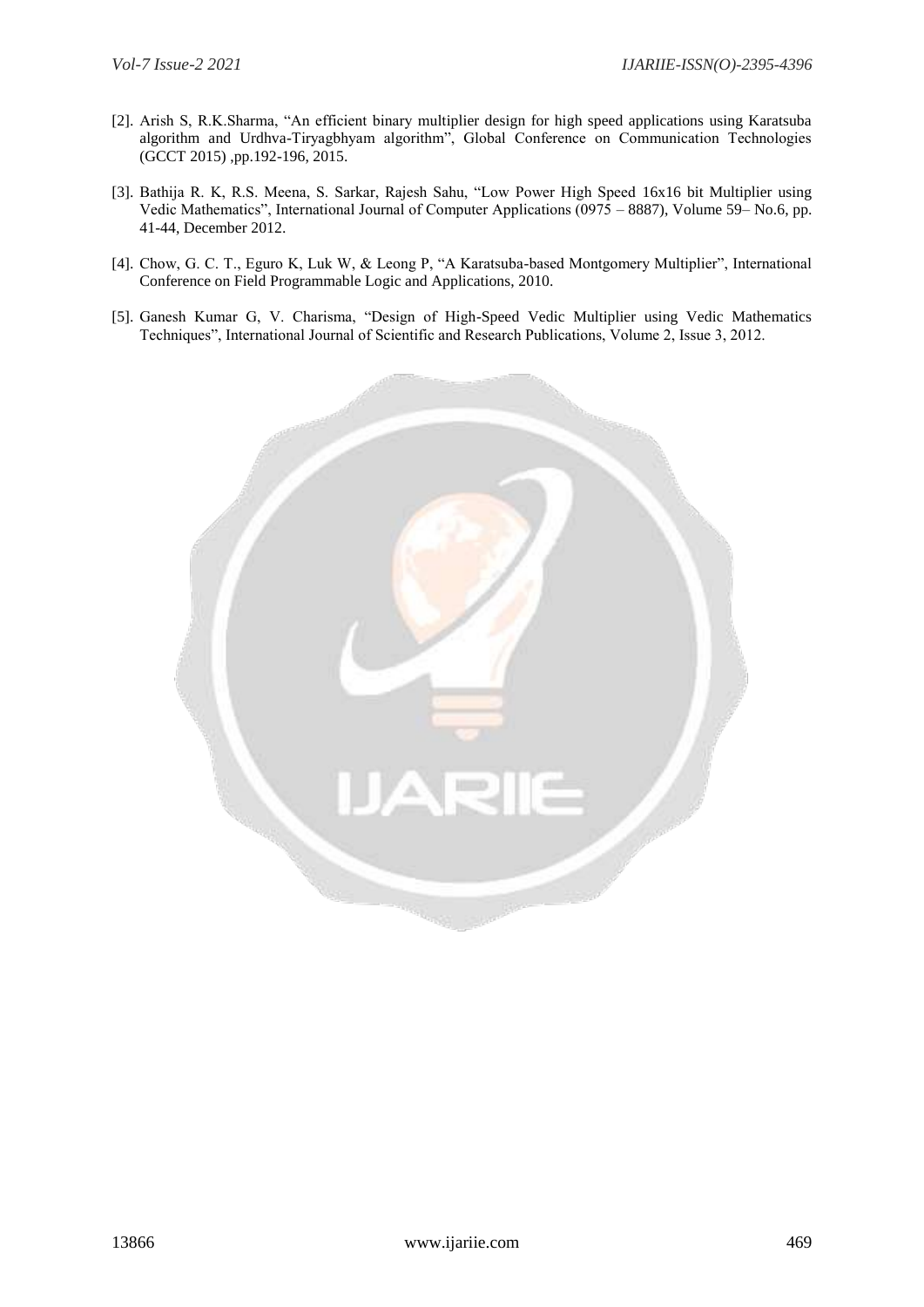[2]. Arish S, R.K.Sharma, "An efficient binary multiplier design for high speed applications using Karatsuba algorithm and Urdhva-Tiryagbhyam algorithm", Global Conference on Communication Technologies (GCCT 2015) ,pp.192-196, 2015.

[3]. Bathija R. K, R.S. Meena, S. Sarkar, Rajesh Sahu, "Low Power High Speed 16x16 bit Multiplier using Vedic Mathematics", International Journal of Computer Applications (0975 – 8887), Volume 59– No.6, pp. 41-44, December 2012.

[4]. Chow, G. C. T., Eguro K, Luk W, & Leong P, "A Karatsuba-based Montgomery Multiplier", International Conference on Field Programmable Logic and Applications, 2010.

[5]. Ganesh Kumar G, V. Charisma, "Design of High-Speed Vedic Multiplier using Vedic Mathematics Techniques", International Journal of Scientific and Research Publications, Volume 2, Issue 3, 2012.